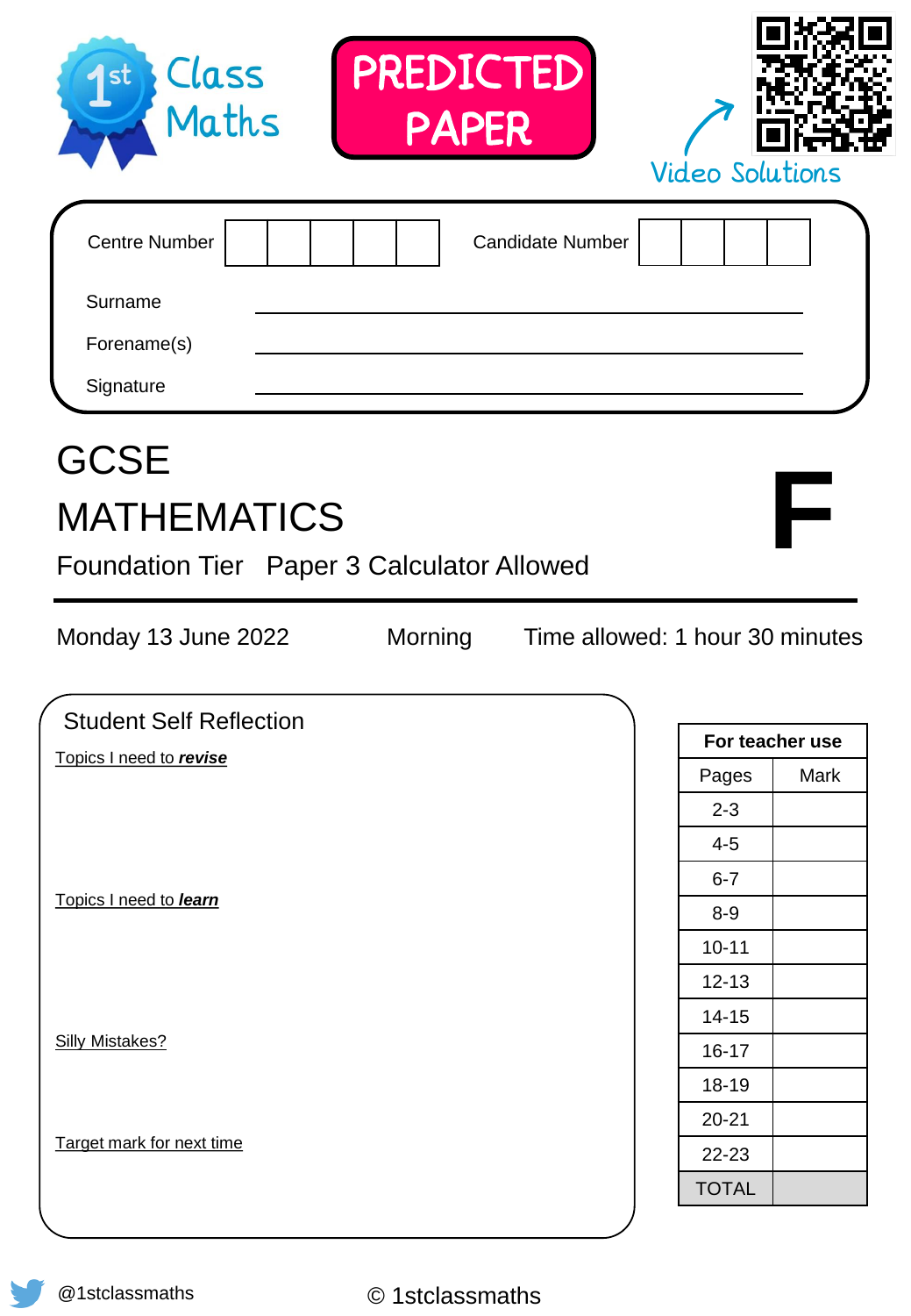1st Class Maths

**PREDICTED PAPER**

Video Solutions

| Centre Number | | | | | | Candidate Number | | | | |
|---|---|---|---|---|---|---|---|---|---|---|

Surname ____________________

Forename(s) ____________________

Signature ____________________

# GCSE
# MATHEMATICS

**F**

## Foundation Tier Paper 3 Calculator Allowed

Monday 13 June 2022 Morning Time allowed: 1 hour 30 minutes

**Student Self Reflection**

Topics I need to ***revise***

Topics I need to ***learn***

Silly Mistakes?

Target mark for next time

| For teacher use | |
|---|---|
| Pages | Mark |
| 2-3 | |
| 4-5 | |
| 6-7 | |
| 8-9 | |
| 10-11 | |
| 12-13 | |
| 14-15 | |
| 16-17 | |
| 18-19 | |
| 20-21 | |
| 22-23 | |
| TOTAL | |

@1stclassmaths

© 1stclassmaths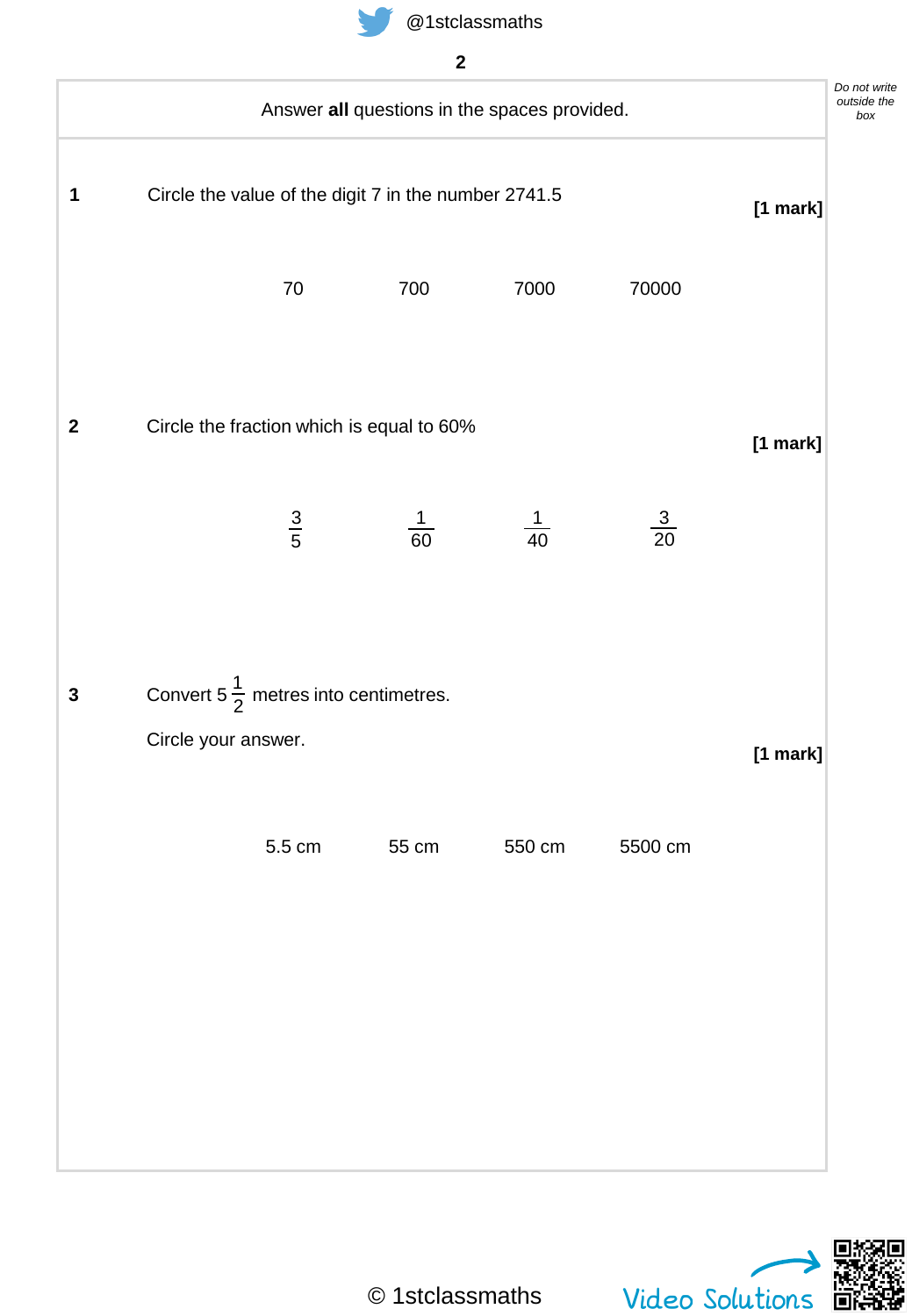Answer **all** questions in the spaces provided.

**1** Circle the value of the digit 7 in the number 2741.5

**[1 mark]**

70 700 7000 70000

**2** Circle the fraction which is equal to 60%

**[1 mark]**

$\frac{3}{5}$ $\frac{1}{60}$ $\frac{1}{40}$ $\frac{3}{20}$

**3** Convert $5\frac{1}{2}$ metres into centimetres.

Circle your answer.

**[1 mark]**

5.5 cm 55 cm 550 cm 5500 cm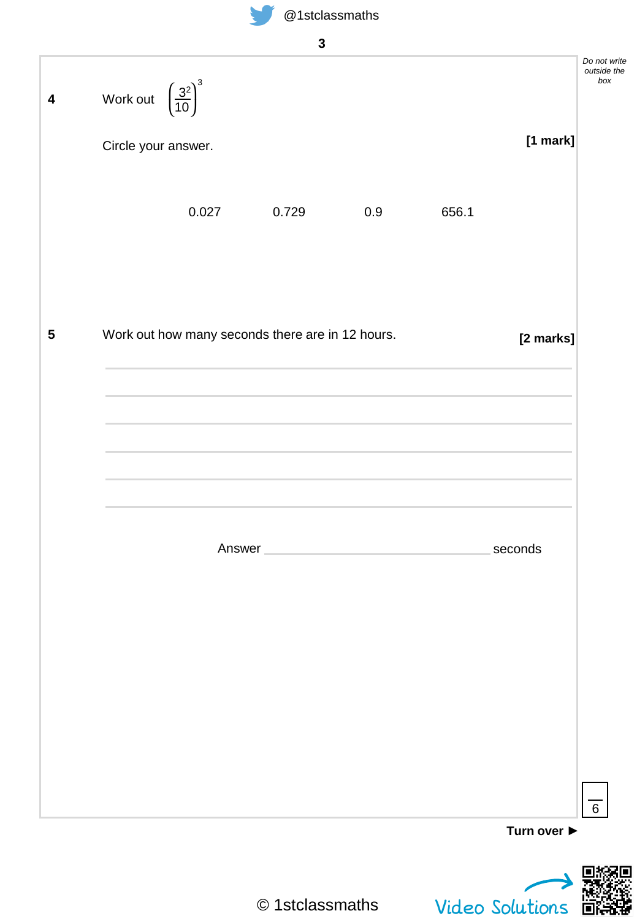**4** Work out $\left(\frac{3^2}{10}\right)^3$

Circle your answer. **[1 mark]**

0.027 0.729 0.9 656.1

**5** Work out how many seconds there are in 12 hours. **[2 marks]**

Answer ______________________ seconds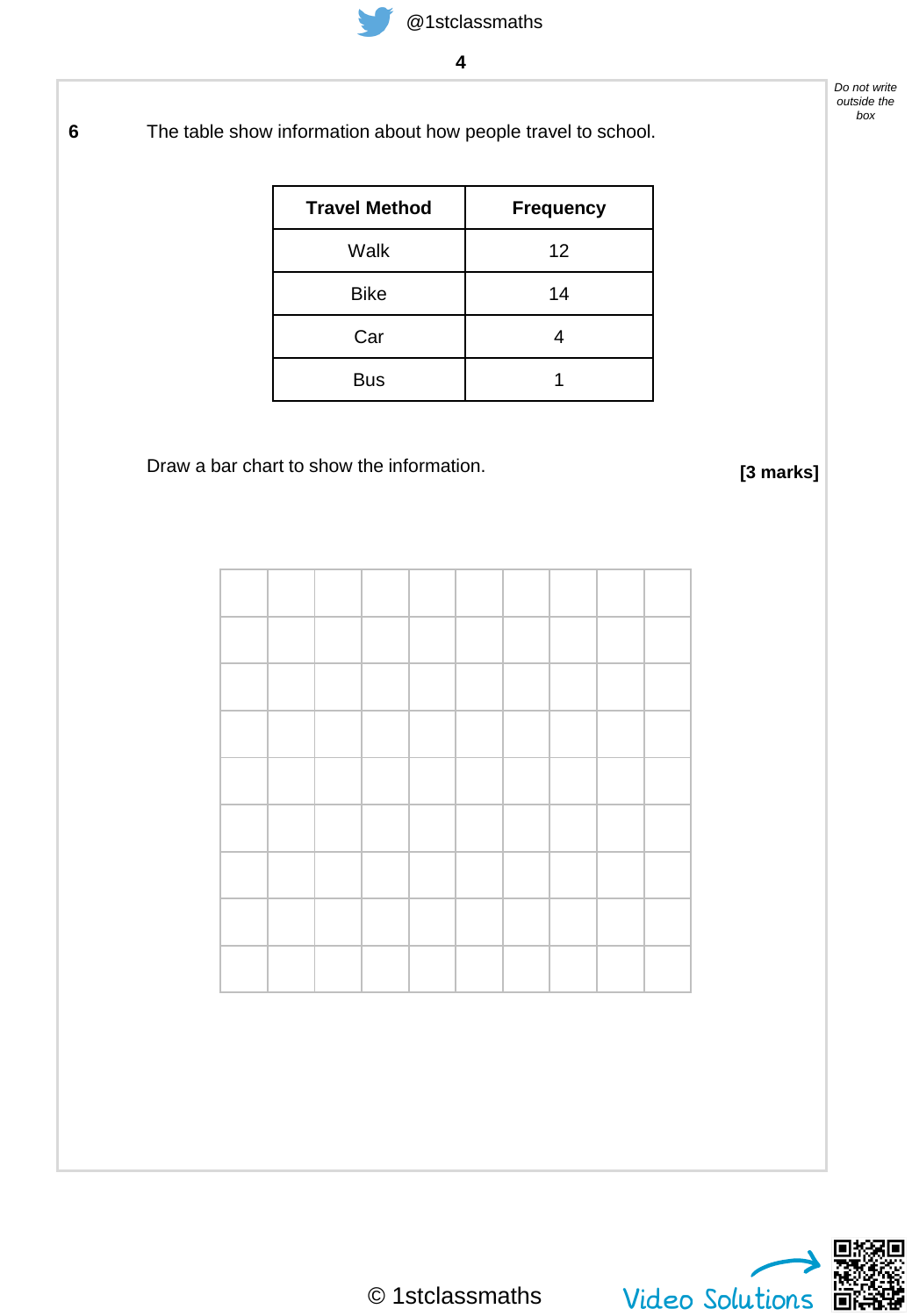*Do not write outside the box*

**6** The table show information about how people travel to school.

| Travel Method | Frequency |
|---|---|
| Walk | 12 |
| Bike | 14 |
| Car | 4 |
| Bus | 1 |

Draw a bar chart to show the information.

**[3 marks]**

© 1stclassmaths

Video Solutions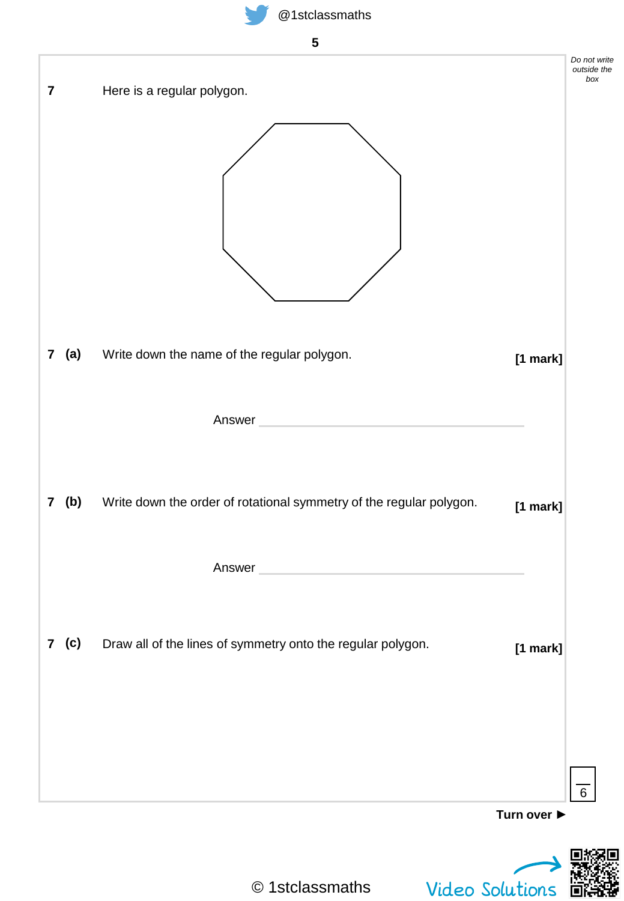**7** Here is a regular polygon.

**7 (a)** Write down the name of the regular polygon. **[1 mark]**

Answer \_\_\_\_\_\_\_\_\_\_\_\_\_\_\_\_\_\_\_\_\_\_\_\_\_\_\_\_\_\_\_\_

**7 (b)** Write down the order of rotational symmetry of the regular polygon. **[1 mark]**

Answer \_\_\_\_\_\_\_\_\_\_\_\_\_\_\_\_\_\_\_\_\_\_\_\_\_\_\_\_\_\_\_\_

**7 (c)** Draw all of the lines of symmetry onto the regular polygon. **[1 mark]**

**Turn over ►**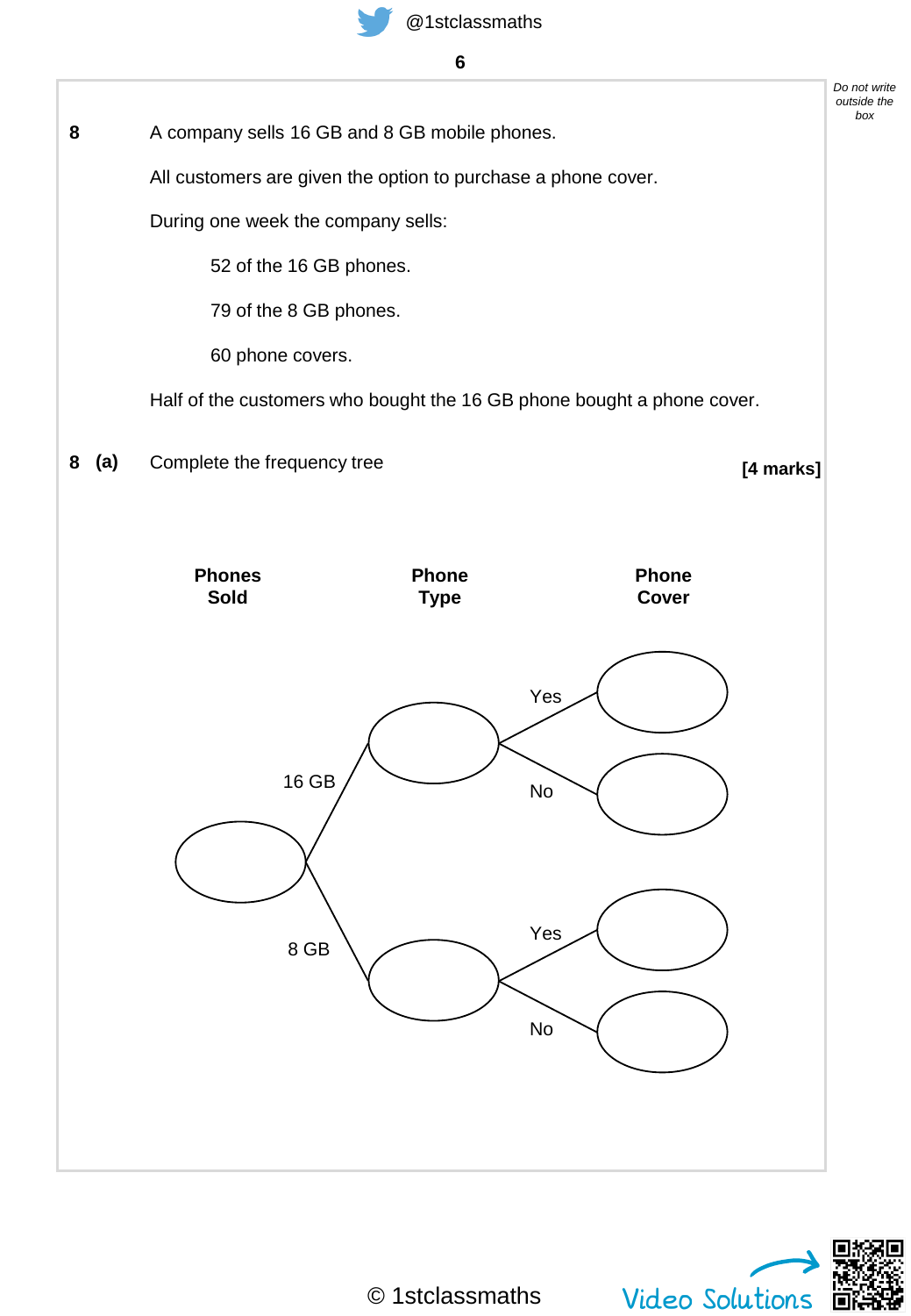**8** A company sells 16 GB and 8 GB mobile phones.

All customers are given the option to purchase a phone cover.

During one week the company sells:

52 of the 16 GB phones.

79 of the 8 GB phones.

60 phone covers.

Half of the customers who bought the 16 GB phone bought a phone cover.

**8 (a)** Complete the frequency tree **[4 marks]**

| **Phones Sold** | | **Phone Type** | | **Phone Cover** |
|---|---|---|---|---|
| | | | Yes | ◯ |
| | 16 GB | ◯ | | |
| | | | No | ◯ |
| ◯ | | | | |
| | | | Yes | ◯ |
| | 8 GB | ◯ | | |
| | | | No | ◯ |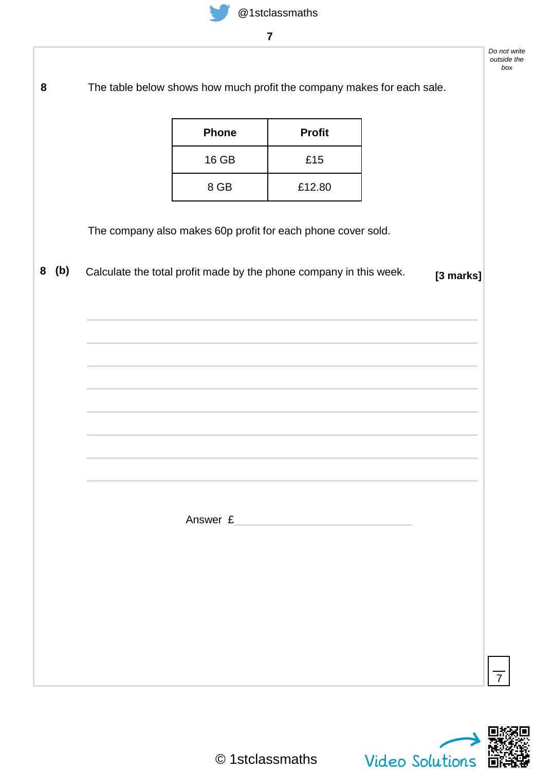*Do not write outside the box*

**8** The table below shows how much profit the company makes for each sale.

| Phone | Profit |
|---|---|
| 16 GB | £15 |
| 8 GB | £12.80 |

The company also makes 60p profit for each phone cover sold.

**8 (b)** Calculate the total profit made by the phone company in this week. **[3 marks]**

Answer £ \_\_\_\_\_\_\_\_\_\_\_\_\_\_\_\_\_\_\_\_

7

© 1stclassmaths

Video Solutions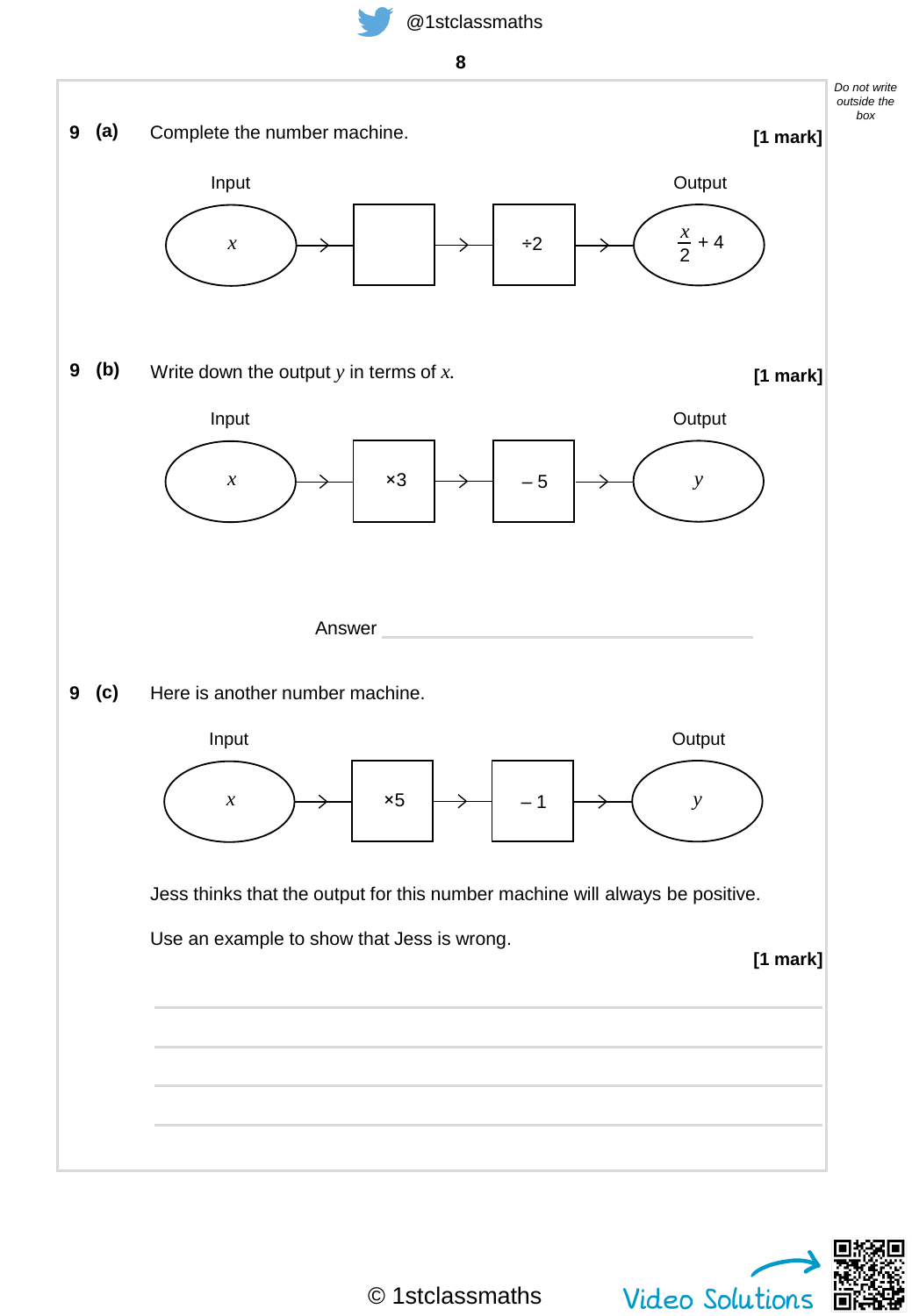**9 (a)** Complete the number machine. **[1 mark]**

Input → Output

$x$ → [ ] → [ ÷2 ] → $\frac{x}{2} + 4$

**9 (b)** Write down the output $y$ in terms of $x$. **[1 mark]**

Input → Output

$x$ → [ ×3 ] → [ − 5 ] → $y$

Answer ______________________________

**9 (c)** Here is another number machine.

Input → Output

$x$ → [ ×5 ] → [ − 1 ] → $y$

Jess thinks that the output for this number machine will always be positive.

Use an example to show that Jess is wrong.

**[1 mark]**

_______________________________________________

_______________________________________________

_______________________________________________

_______________________________________________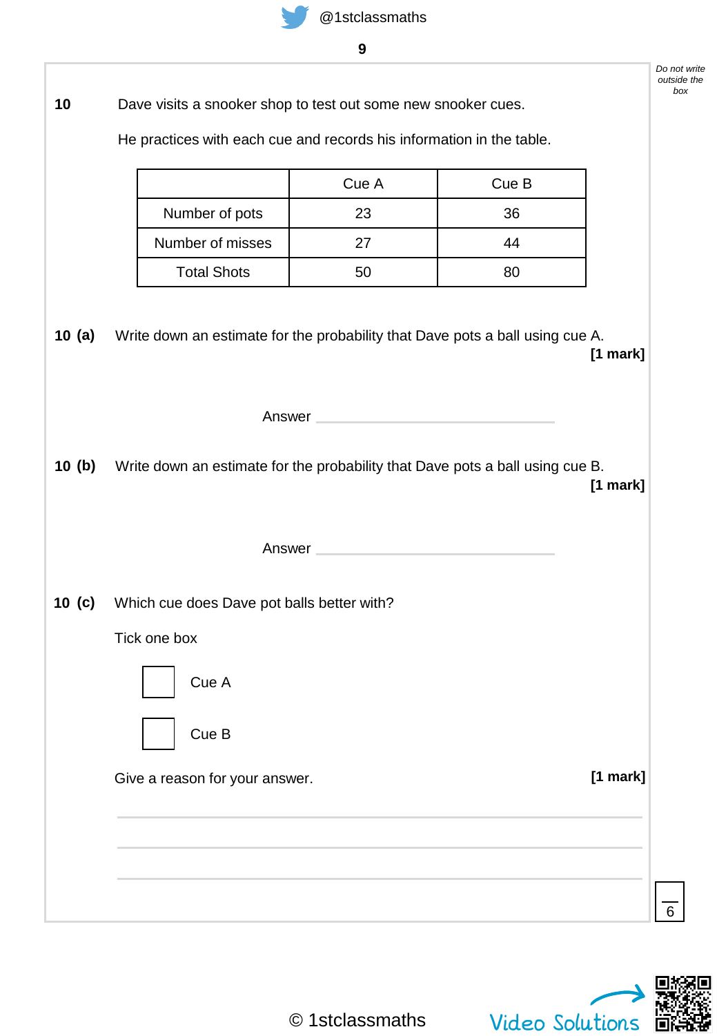**10** Dave visits a snooker shop to test out some new snooker cues.

He practices with each cue and records his information in the table.

| | Cue A | Cue B |
|---|---|---|
| Number of pots | 23 | 36 |
| Number of misses | 27 | 44 |
| Total Shots | 50 | 80 |

**10 (a)** Write down an estimate for the probability that Dave pots a ball using cue A.

**[1 mark]**

Answer ______________________________

**10 (b)** Write down an estimate for the probability that Dave pots a ball using cue B.

**[1 mark]**

Answer ______________________________

**10 (c)** Which cue does Dave pot balls better with?

Tick one box

☐ Cue A

☐ Cue B

Give a reason for your answer.

**[1 mark]**

______________________________________________________________________

______________________________________________________________________

______________________________________________________________________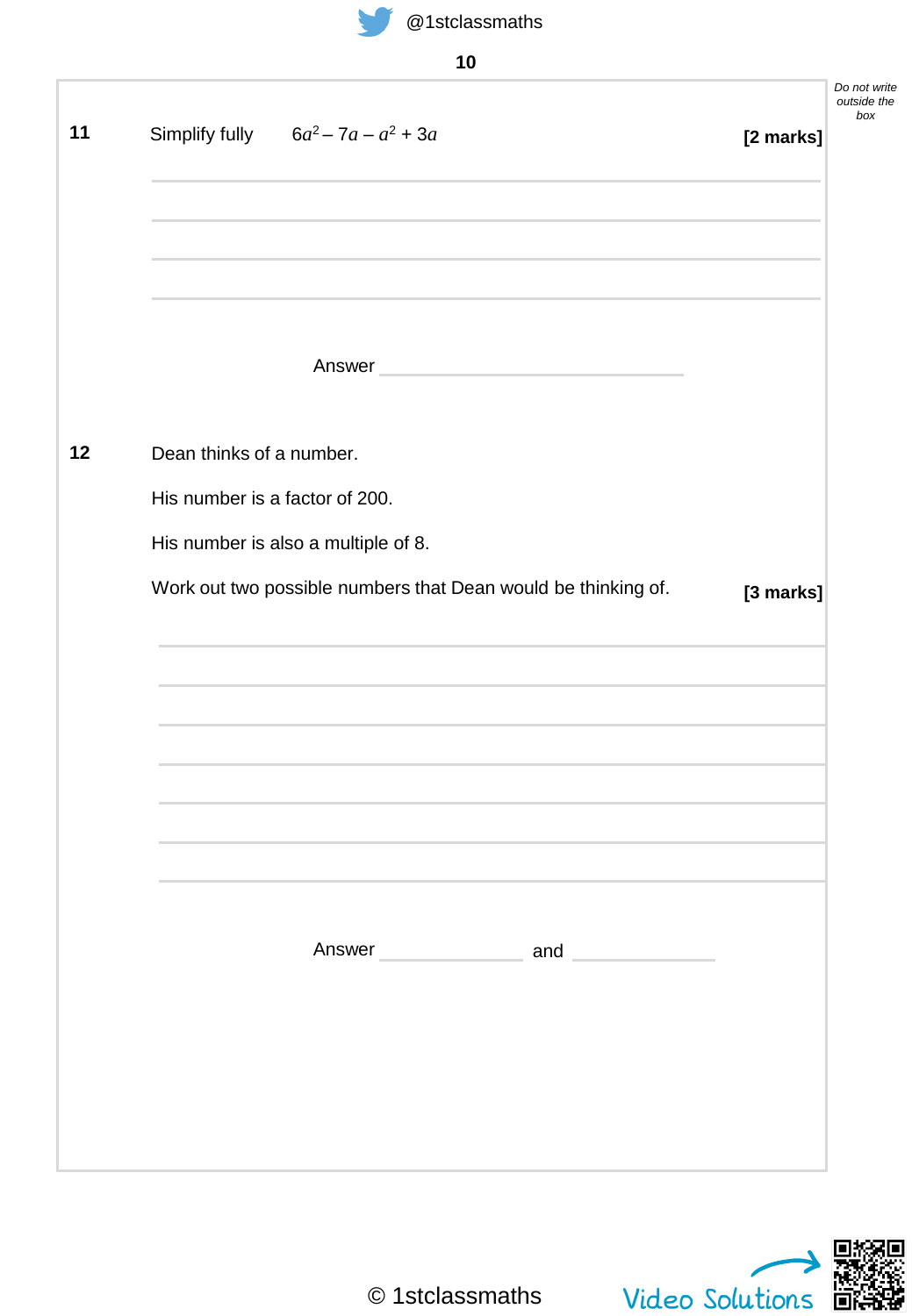**11** Simplify fully $6a^2 - 7a - a^2 + 3a$ **[2 marks]**

Answer ______________________

**12** Dean thinks of a number.

His number is a factor of 200.

His number is also a multiple of 8.

Work out two possible numbers that Dean would be thinking of. **[3 marks]**

Answer ____________ and ____________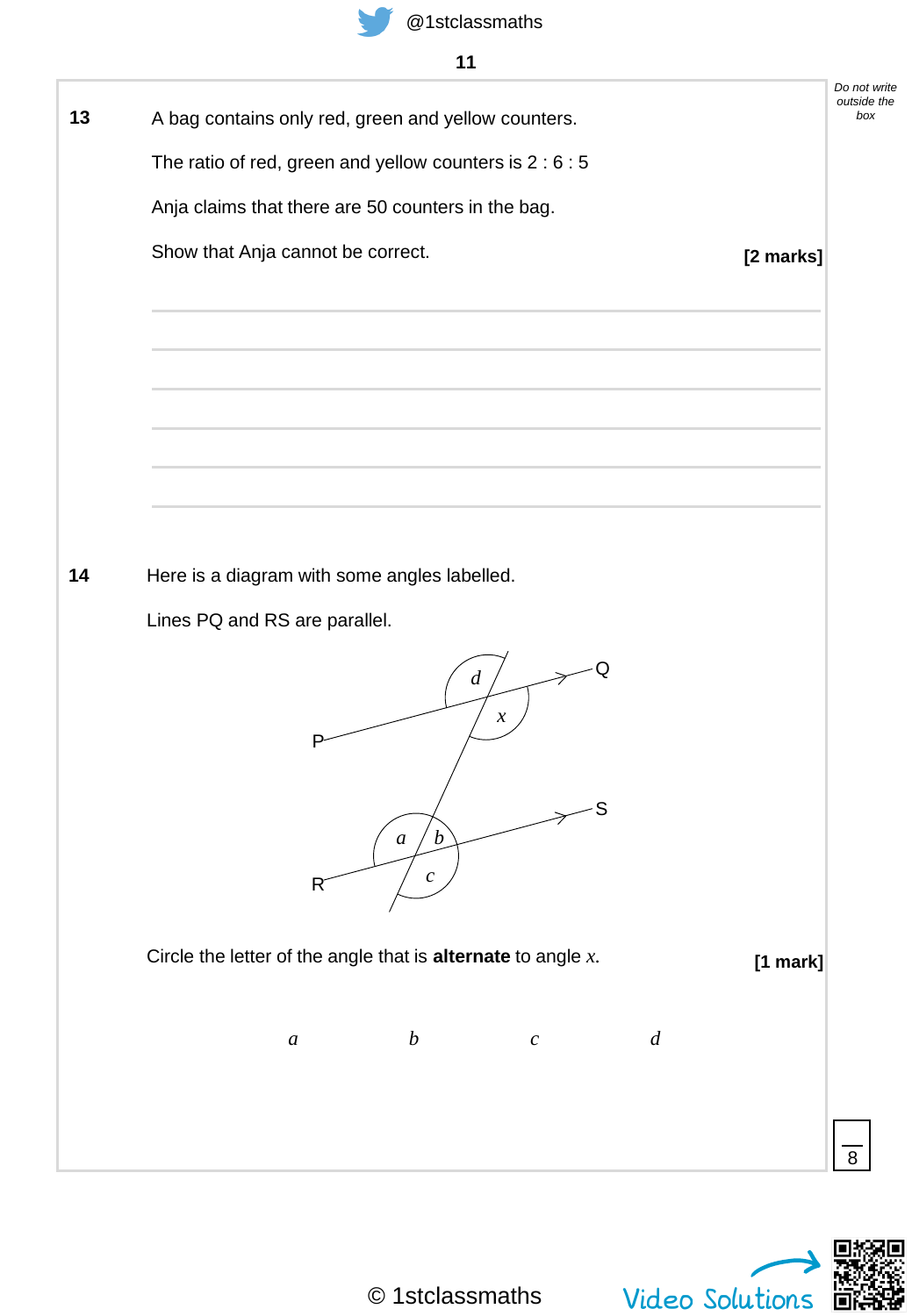**13** A bag contains only red, green and yellow counters.

The ratio of red, green and yellow counters is 2 : 6 : 5

Anja claims that there are 50 counters in the bag.

Show that Anja cannot be correct. **[2 marks]**

**14** Here is a diagram with some angles labelled.

Lines PQ and RS are parallel.

Circle the letter of the angle that is **alternate** to angle $x$. **[1 mark]**

$a$ $b$ $c$ $d$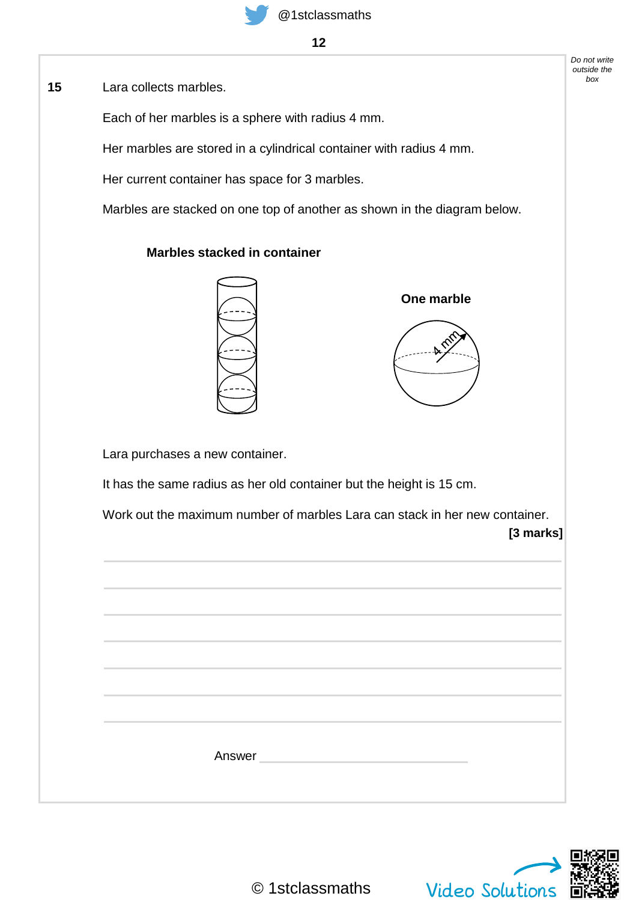**15** Lara collects marbles.

Each of her marbles is a sphere with radius 4 mm.

Her marbles are stored in a cylindrical container with radius 4 mm.

Her current container has space for 3 marbles.

Marbles are stacked on one top of another as shown in the diagram below.

**Marbles stacked in container**

**One marble**

4 mm

Lara purchases a new container.

It has the same radius as her old container but the height is 15 cm.

Work out the maximum number of marbles Lara can stack in her new container.

**[3 marks]**

Answer ____________________________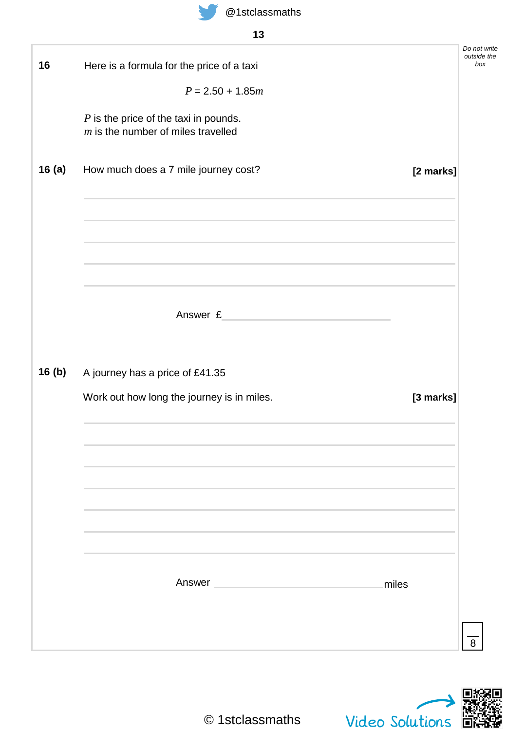**16** Here is a formula for the price of a taxi

$$P = 2.50 + 1.85m$$

$P$ is the price of the taxi in pounds.
$m$ is the number of miles travelled

**16 (a)** How much does a 7 mile journey cost? **[2 marks]**

Answer £ ______________________

**16 (b)** A journey has a price of £41.35

Work out how long the journey is in miles. **[3 marks]**

Answer ______________________ miles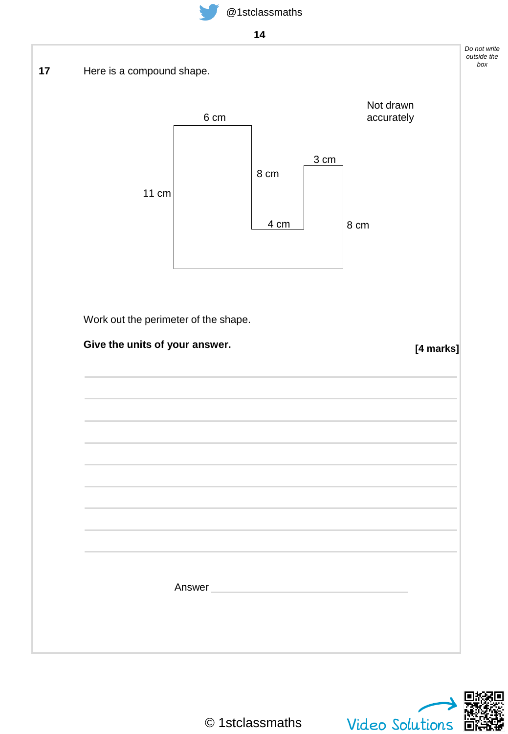**17** Here is a compound shape.

Not drawn accurately

6 cm

3 cm

8 cm

11 cm

4 cm

8 cm

Work out the perimeter of the shape.

**Give the units of your answer.**

**[4 marks]**

Answer ______________________________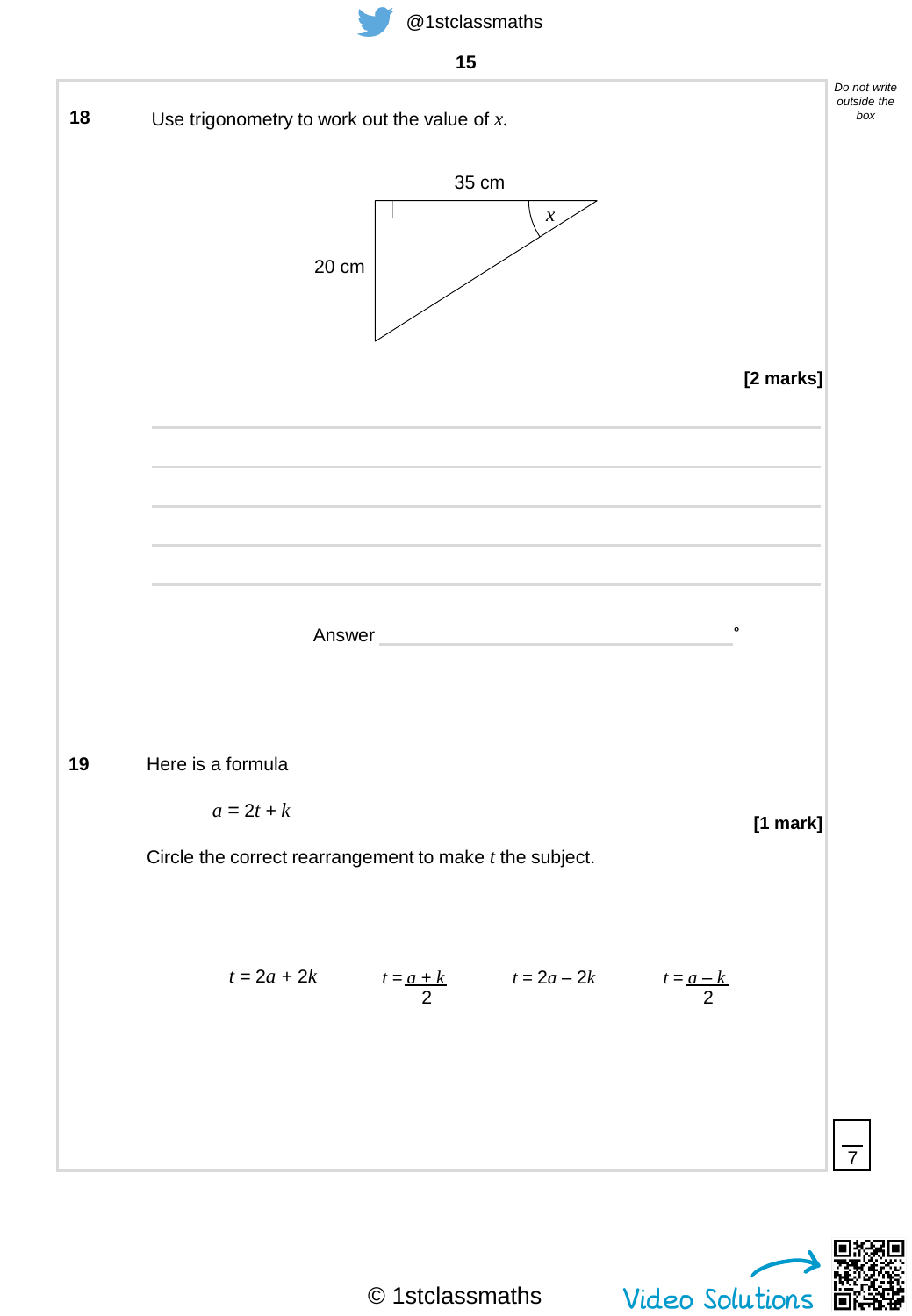**18** Use trigonometry to work out the value of $x$.

35 cm

20 cm

$x$

**[2 marks]**

Answer ________________________ °

**19** Here is a formula

$a = 2t + k$

**[1 mark]**

Circle the correct rearrangement to make $t$ the subject.

$t = 2a + 2k$ $\quad$ $t = \dfrac{a + k}{2}$ $\quad$ $t = 2a - 2k$ $\quad$ $t = \dfrac{a - k}{2}$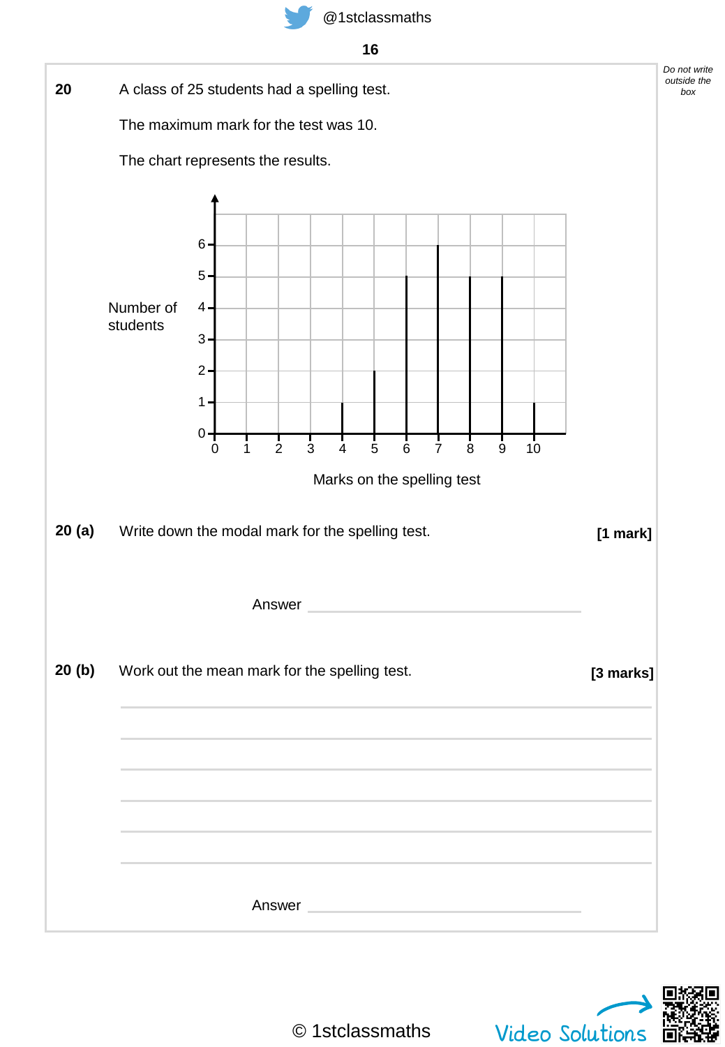**20** A class of 25 students had a spelling test.

The maximum mark for the test was 10.

The chart represents the results.

Number of students

| Marks on the spelling test | 0 | 1 | 2 | 3 | 4 | 5 | 6 | 7 | 8 | 9 | 10 |
|---|---|---|---|---|---|---|---|---|---|---|---|
| Number of students | 0 | 0 | 0 | 0 | 1 | 2 | 5 | 6 | 5 | 5 | 1 |

Marks on the spelling test

**20 (a)** Write down the modal mark for the spelling test. **[1 mark]**

Answer ______________________

**20 (b)** Work out the mean mark for the spelling test. **[3 marks]**

Answer ______________________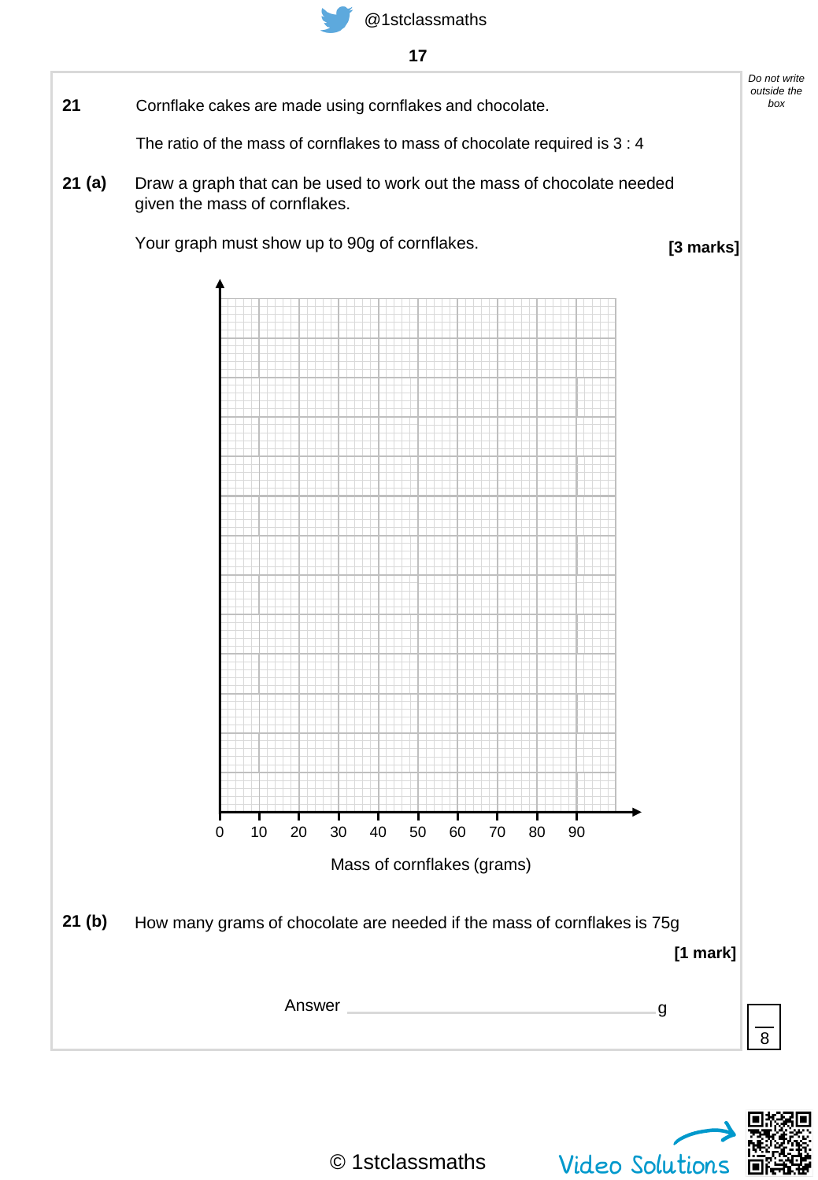*Do not write outside the box*

**21** Cornflake cakes are made using cornflakes and chocolate.

The ratio of the mass of cornflakes to mass of chocolate required is 3 : 4

**21 (a)** Draw a graph that can be used to work out the mass of chocolate needed given the mass of cornflakes.

Your graph must show up to 90g of cornflakes.

**[3 marks]**

0 10 20 30 40 50 60 70 80 90

Mass of cornflakes (grams)

**21 (b)** How many grams of chocolate are needed if the mass of cornflakes is 75g

**[1 mark]**

Answer ______________________ g

8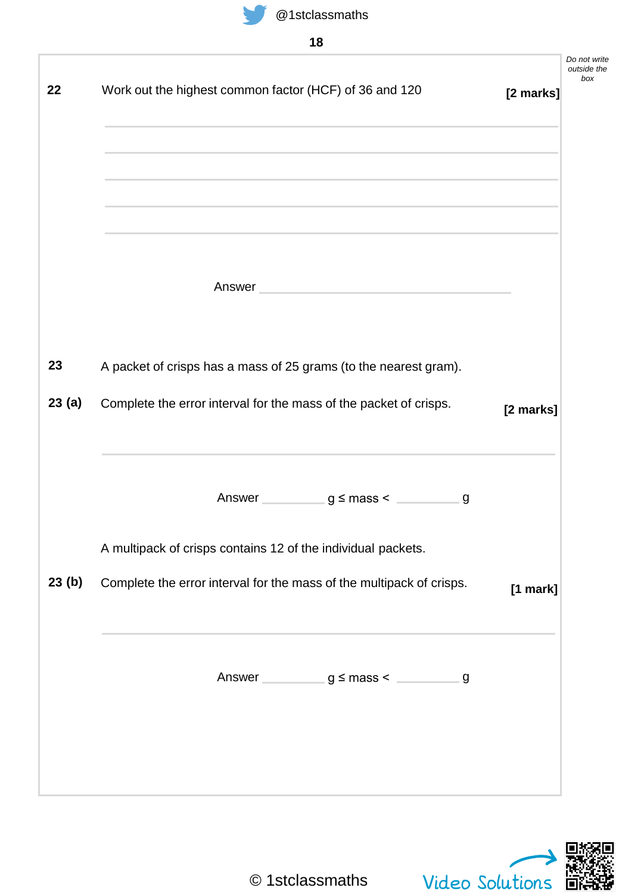**22** Work out the highest common factor (HCF) of 36 and 120 **[2 marks]**

Answer ____________________

**23** A packet of crisps has a mass of 25 grams (to the nearest gram).

**23 (a)** Complete the error interval for the mass of the packet of crisps. **[2 marks]**

Answer ________ g ≤ mass < ________ g

A multipack of crisps contains 12 of the individual packets.

**23 (b)** Complete the error interval for the mass of the multipack of crisps. **[1 mark]**

Answer ________ g ≤ mass < ________ g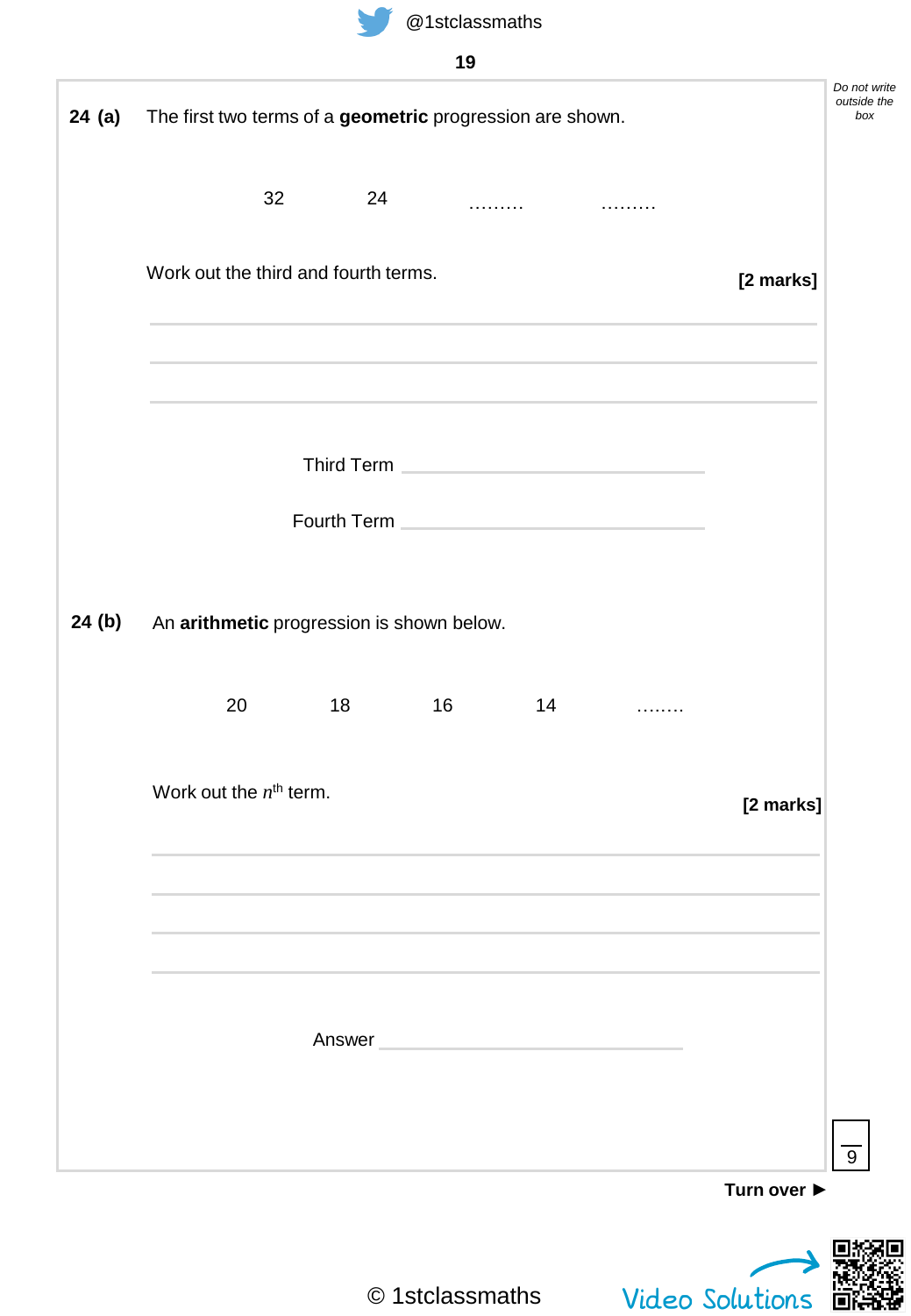**24 (a)** The first two terms of a **geometric** progression are shown.

32 &nbsp;&nbsp;&nbsp;&nbsp; 24 &nbsp;&nbsp;&nbsp;&nbsp; ……… &nbsp;&nbsp;&nbsp;&nbsp; ………

Work out the third and fourth terms. **[2 marks]**

Third Term ______________________

Fourth Term ______________________

**24 (b)** An **arithmetic** progression is shown below.

20 &nbsp;&nbsp;&nbsp;&nbsp; 18 &nbsp;&nbsp;&nbsp;&nbsp; 16 &nbsp;&nbsp;&nbsp;&nbsp; 14 &nbsp;&nbsp;&nbsp;&nbsp; ……..

Work out the $n^{th}$ term. **[2 marks]**

Answer ______________________

Turn over ►

© 1stclassmaths

Video Solutions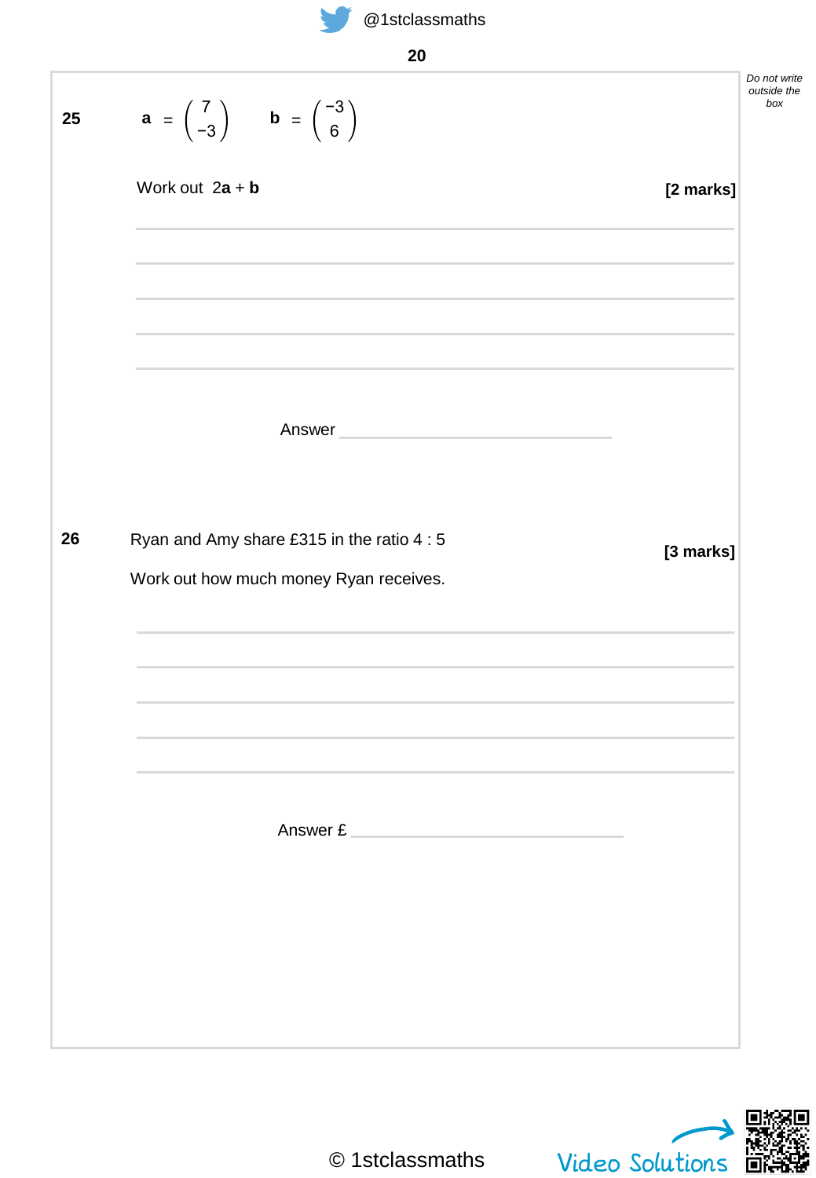**25** $\mathbf{a} = \begin{pmatrix} 7 \\ -3 \end{pmatrix}$ $\mathbf{b} = \begin{pmatrix} -3 \\ 6 \end{pmatrix}$

Work out $2\mathbf{a} + \mathbf{b}$ **[2 marks]**

Answer ____________________

**26** Ryan and Amy share £315 in the ratio 4 : 5 **[3 marks]**

Work out how much money Ryan receives.

Answer £ ____________________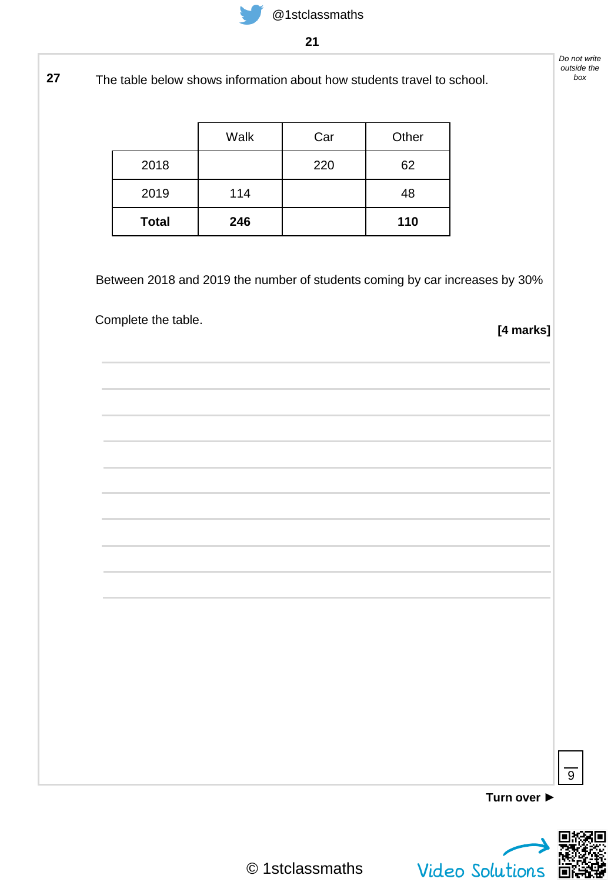**27** The table below shows information about how students travel to school.

| | Walk | Car | Other |
|---|---|---|---|
| 2018 | | 220 | 62 |
| 2019 | 114 | | 48 |
| **Total** | **246** | | **110** |

Between 2018 and 2019 the number of students coming by car increases by 30%

Complete the table.

**[4 marks]**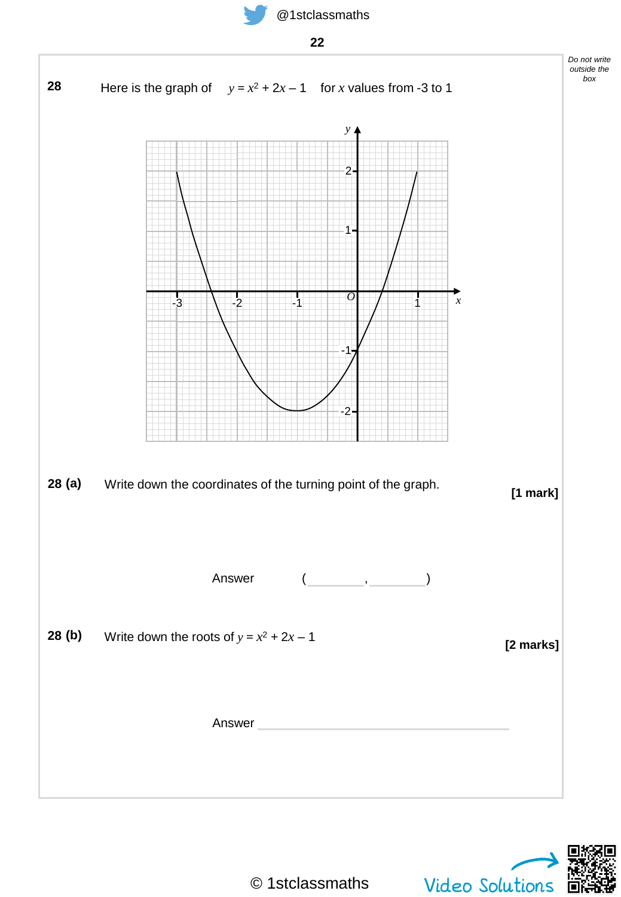**28** Here is the graph of $y = x^2 + 2x - 1$ for $x$ values from -3 to 1

**28 (a)** Write down the coordinates of the turning point of the graph. **[1 mark]**

Answer ( ________ , ________ )

**28 (b)** Write down the roots of $y = x^2 + 2x - 1$ **[2 marks]**

Answer ____________________________________

© 1stclassmaths

Video Solutions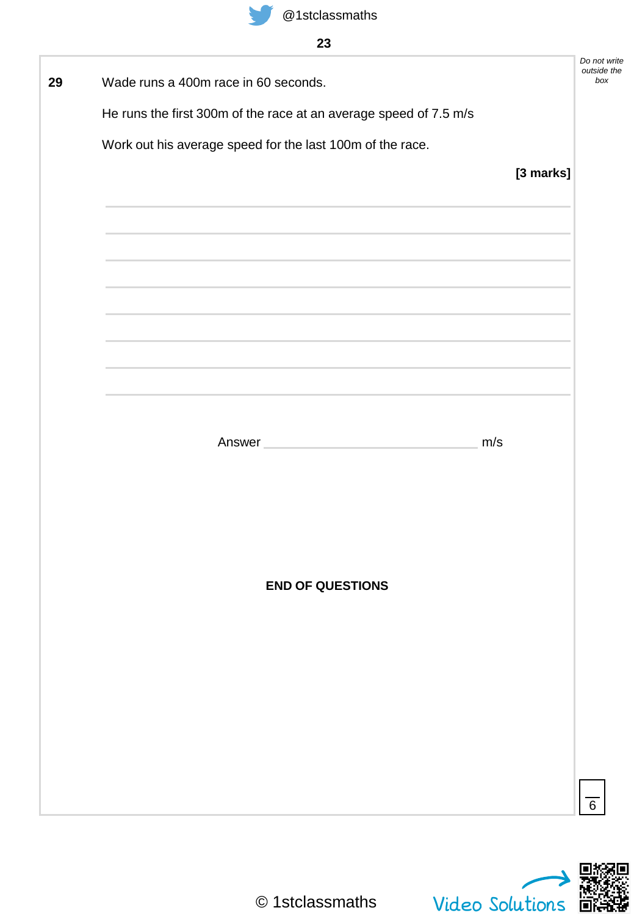**29** Wade runs a 400m race in 60 seconds.

He runs the first 300m of the race at an average speed of 7.5 m/s

Work out his average speed for the last 100m of the race.

**[3 marks]**

Answer _______________________ m/s

**END OF QUESTIONS**